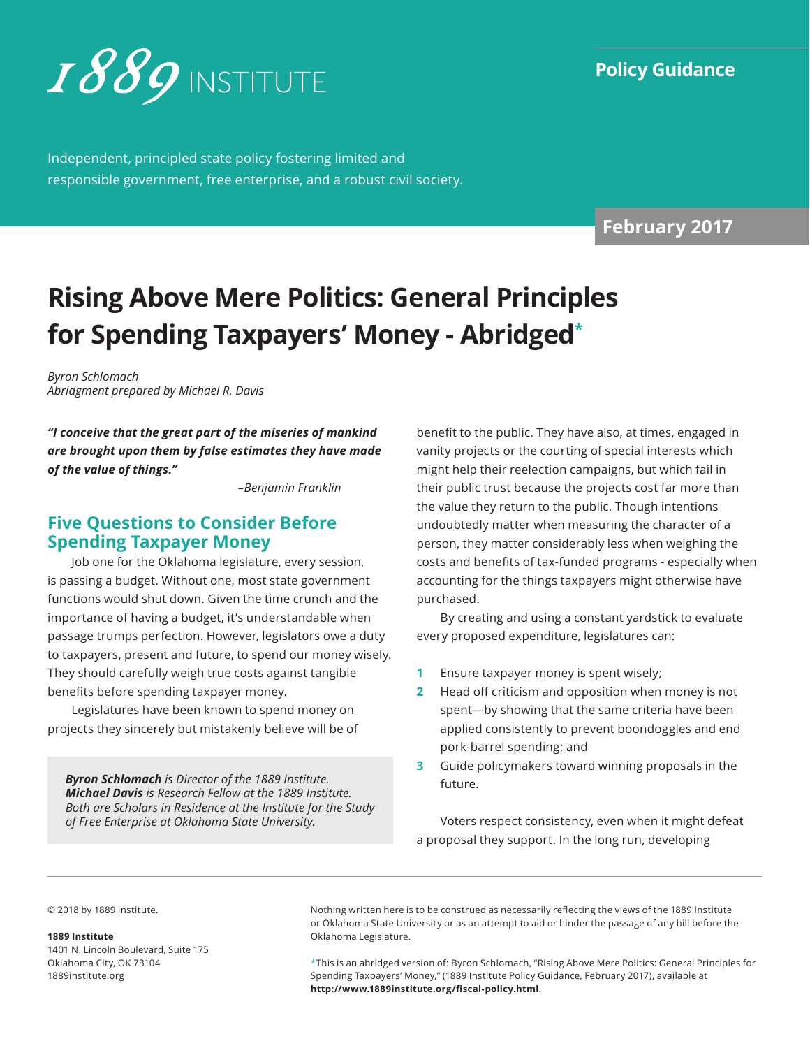# 1889 INSTITUTE

**Policy Guidance**

Independent, principled state policy fostering limited and responsible government, free enterprise, and a robust civil society.

**February 2017**

# Rising Above Mere Politics: General Principles for Spending Taxpayers' Money - Abridged*

*Byron Schlomach*
*Abridgment prepared by Michael R. Davis*

***"I conceive that the great part of the miseries of mankind are brought upon them by false estimates they have made of the value of things."***

*–Benjamin Franklin*

## Five Questions to Consider Before Spending Taxpayer Money

Job one for the Oklahoma legislature, every session, is passing a budget. Without one, most state government functions would shut down. Given the time crunch and the importance of having a budget, it's understandable when passage trumps perfection. However, legislators owe a duty to taxpayers, present and future, to spend our money wisely. They should carefully weigh true costs against tangible benefits before spending taxpayer money.

Legislatures have been known to spend money on projects they sincerely but mistakenly believe will be of benefit to the public. They have also, at times, engaged in vanity projects or the courting of special interests which might help their reelection campaigns, but which fail in their public trust because the projects cost far more than the value they return to the public. Though intentions undoubtedly matter when measuring the character of a person, they matter considerably less when weighing the costs and benefits of tax-funded programs - especially when accounting for the things taxpayers might otherwise have purchased.

By creating and using a constant yardstick to evaluate every proposed expenditure, legislatures can:

1. Ensure taxpayer money is spent wisely;
2. Head off criticism and opposition when money is not spent—by showing that the same criteria have been applied consistently to prevent boondoggles and end pork-barrel spending; and
3. Guide policymakers toward winning proposals in the future.

Voters respect consistency, even when it might defeat a proposal they support. In the long run, developing

***Byron Schlomach*** *is Director of the 1889 Institute.* ***Michael Davis*** *is Research Fellow at the 1889 Institute. Both are Scholars in Residence at the Institute for the Study of Free Enterprise at Oklahoma State University.*

© 2018 by 1889 Institute.

**1889 Institute**
1401 N. Lincoln Boulevard, Suite 175
Oklahoma City, OK 73104
1889institute.org

Nothing written here is to be construed as necessarily reflecting the views of the 1889 Institute or Oklahoma State University or as an attempt to aid or hinder the passage of any bill before the Oklahoma Legislature.

*This is an abridged version of: Byron Schlomach, "Rising Above Mere Politics: General Principles for Spending Taxpayers' Money," (1889 Institute Policy Guidance, February 2017), available at **http://www.1889institute.org/fiscal-policy.html**.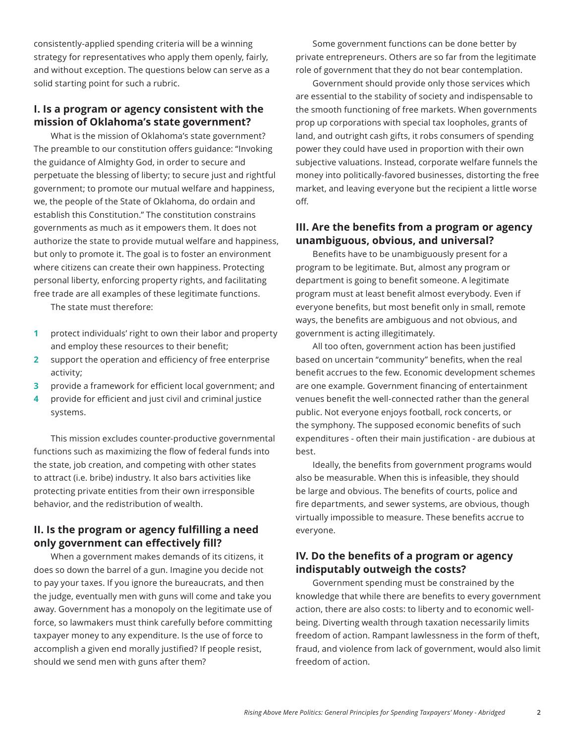consistently-applied spending criteria will be a winning strategy for representatives who apply them openly, fairly, and without exception. The questions below can serve as a solid starting point for such a rubric.

## I. Is a program or agency consistent with the mission of Oklahoma's state government?

What is the mission of Oklahoma's state government? The preamble to our constitution offers guidance: "Invoking the guidance of Almighty God, in order to secure and perpetuate the blessing of liberty; to secure just and rightful government; to promote our mutual welfare and happiness, we, the people of the State of Oklahoma, do ordain and establish this Constitution." The constitution constrains governments as much as it empowers them. It does not authorize the state to provide mutual welfare and happiness, but only to promote it. The goal is to foster an environment where citizens can create their own happiness. Protecting personal liberty, enforcing property rights, and facilitating free trade are all examples of these legitimate functions.

The state must therefore:

1. protect individuals' right to own their labor and property and employ these resources to their benefit;
2. support the operation and efficiency of free enterprise activity;
3. provide a framework for efficient local government; and
4. provide for efficient and just civil and criminal justice systems.

This mission excludes counter-productive governmental functions such as maximizing the flow of federal funds into the state, job creation, and competing with other states to attract (i.e. bribe) industry. It also bars activities like protecting private entities from their own irresponsible behavior, and the redistribution of wealth.

## II. Is the program or agency fulfilling a need only government can effectively fill?

When a government makes demands of its citizens, it does so down the barrel of a gun. Imagine you decide not to pay your taxes. If you ignore the bureaucrats, and then the judge, eventually men with guns will come and take you away. Government has a monopoly on the legitimate use of force, so lawmakers must think carefully before committing taxpayer money to any expenditure. Is the use of force to accomplish a given end morally justified? If people resist, should we send men with guns after them?

Some government functions can be done better by private entrepreneurs. Others are so far from the legitimate role of government that they do not bear contemplation.

Government should provide only those services which are essential to the stability of society and indispensable to the smooth functioning of free markets. When governments prop up corporations with special tax loopholes, grants of land, and outright cash gifts, it robs consumers of spending power they could have used in proportion with their own subjective valuations. Instead, corporate welfare funnels the money into politically-favored businesses, distorting the free market, and leaving everyone but the recipient a little worse off.

## III. Are the benefits from a program or agency unambiguous, obvious, and universal?

Benefits have to be unambiguously present for a program to be legitimate. But, almost any program or department is going to benefit someone. A legitimate program must at least benefit almost everybody. Even if everyone benefits, but most benefit only in small, remote ways, the benefits are ambiguous and not obvious, and government is acting illegitimately.

All too often, government action has been justified based on uncertain "community" benefits, when the real benefit accrues to the few. Economic development schemes are one example. Government financing of entertainment venues benefit the well-connected rather than the general public. Not everyone enjoys football, rock concerts, or the symphony. The supposed economic benefits of such expenditures - often their main justification - are dubious at best.

Ideally, the benefits from government programs would also be measurable. When this is infeasible, they should be large and obvious. The benefits of courts, police and fire departments, and sewer systems, are obvious, though virtually impossible to measure. These benefits accrue to everyone.

## IV. Do the benefits of a program or agency indisputably outweigh the costs?

Government spending must be constrained by the knowledge that while there are benefits to every government action, there are also costs: to liberty and to economic well-being. Diverting wealth through taxation necessarily limits freedom of action. Rampant lawlessness in the form of theft, fraud, and violence from lack of government, would also limit freedom of action.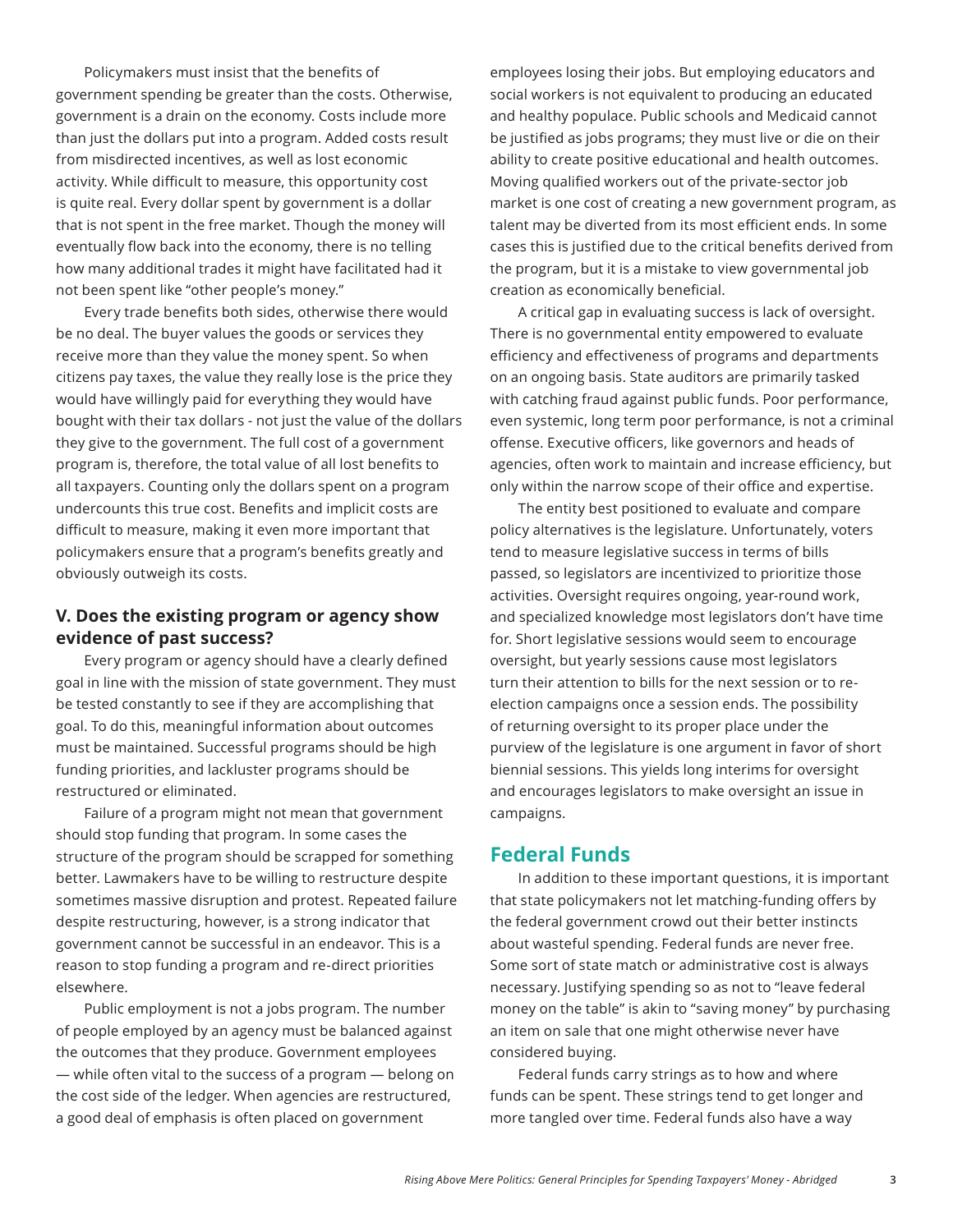Policymakers must insist that the benefits of government spending be greater than the costs. Otherwise, government is a drain on the economy. Costs include more than just the dollars put into a program. Added costs result from misdirected incentives, as well as lost economic activity. While difficult to measure, this opportunity cost is quite real. Every dollar spent by government is a dollar that is not spent in the free market. Though the money will eventually flow back into the economy, there is no telling how many additional trades it might have facilitated had it not been spent like "other people's money."

Every trade benefits both sides, otherwise there would be no deal. The buyer values the goods or services they receive more than they value the money spent. So when citizens pay taxes, the value they really lose is the price they would have willingly paid for everything they would have bought with their tax dollars - not just the value of the dollars they give to the government. The full cost of a government program is, therefore, the total value of all lost benefits to all taxpayers. Counting only the dollars spent on a program undercounts this true cost. Benefits and implicit costs are difficult to measure, making it even more important that policymakers ensure that a program's benefits greatly and obviously outweigh its costs.

### V. Does the existing program or agency show evidence of past success?

Every program or agency should have a clearly defined goal in line with the mission of state government. They must be tested constantly to see if they are accomplishing that goal. To do this, meaningful information about outcomes must be maintained. Successful programs should be high funding priorities, and lackluster programs should be restructured or eliminated.

Failure of a program might not mean that government should stop funding that program. In some cases the structure of the program should be scrapped for something better. Lawmakers have to be willing to restructure despite sometimes massive disruption and protest. Repeated failure despite restructuring, however, is a strong indicator that government cannot be successful in an endeavor. This is a reason to stop funding a program and re-direct priorities elsewhere.

Public employment is not a jobs program. The number of people employed by an agency must be balanced against the outcomes that they produce. Government employees — while often vital to the success of a program — belong on the cost side of the ledger. When agencies are restructured, a good deal of emphasis is often placed on government employees losing their jobs. But employing educators and social workers is not equivalent to producing an educated and healthy populace. Public schools and Medicaid cannot be justified as jobs programs; they must live or die on their ability to create positive educational and health outcomes. Moving qualified workers out of the private-sector job market is one cost of creating a new government program, as talent may be diverted from its most efficient ends. In some cases this is justified due to the critical benefits derived from the program, but it is a mistake to view governmental job creation as economically beneficial.

A critical gap in evaluating success is lack of oversight. There is no governmental entity empowered to evaluate efficiency and effectiveness of programs and departments on an ongoing basis. State auditors are primarily tasked with catching fraud against public funds. Poor performance, even systemic, long term poor performance, is not a criminal offense. Executive officers, like governors and heads of agencies, often work to maintain and increase efficiency, but only within the narrow scope of their office and expertise.

The entity best positioned to evaluate and compare policy alternatives is the legislature. Unfortunately, voters tend to measure legislative success in terms of bills passed, so legislators are incentivized to prioritize those activities. Oversight requires ongoing, year-round work, and specialized knowledge most legislators don't have time for. Short legislative sessions would seem to encourage oversight, but yearly sessions cause most legislators turn their attention to bills for the next session or to re-election campaigns once a session ends. The possibility of returning oversight to its proper place under the purview of the legislature is one argument in favor of short biennial sessions. This yields long interims for oversight and encourages legislators to make oversight an issue in campaigns.

## Federal Funds

In addition to these important questions, it is important that state policymakers not let matching-funding offers by the federal government crowd out their better instincts about wasteful spending. Federal funds are never free. Some sort of state match or administrative cost is always necessary. Justifying spending so as not to "leave federal money on the table" is akin to "saving money" by purchasing an item on sale that one might otherwise never have considered buying.

Federal funds carry strings as to how and where funds can be spent. These strings tend to get longer and more tangled over time. Federal funds also have a way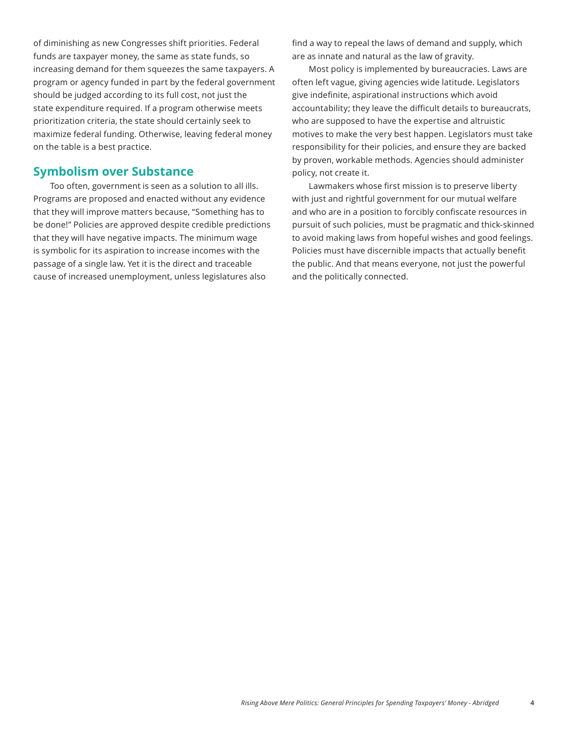of diminishing as new Congresses shift priorities. Federal funds are taxpayer money, the same as state funds, so increasing demand for them squeezes the same taxpayers. A program or agency funded in part by the federal government should be judged according to its full cost, not just the state expenditure required. If a program otherwise meets prioritization criteria, the state should certainly seek to maximize federal funding. Otherwise, leaving federal money on the table is a best practice.

## Symbolism over Substance

Too often, government is seen as a solution to all ills. Programs are proposed and enacted without any evidence that they will improve matters because, "Something has to be done!" Policies are approved despite credible predictions that they will have negative impacts. The minimum wage is symbolic for its aspiration to increase incomes with the passage of a single law. Yet it is the direct and traceable cause of increased unemployment, unless legislatures also find a way to repeal the laws of demand and supply, which are as innate and natural as the law of gravity.

Most policy is implemented by bureaucracies. Laws are often left vague, giving agencies wide latitude. Legislators give indefinite, aspirational instructions which avoid accountability; they leave the difficult details to bureaucrats, who are supposed to have the expertise and altruistic motives to make the very best happen. Legislators must take responsibility for their policies, and ensure they are backed by proven, workable methods. Agencies should administer policy, not create it.

Lawmakers whose first mission is to preserve liberty with just and rightful government for our mutual welfare and who are in a position to forcibly confiscate resources in pursuit of such policies, must be pragmatic and thick-skinned to avoid making laws from hopeful wishes and good feelings. Policies must have discernible impacts that actually benefit the public. And that means everyone, not just the powerful and the politically connected.